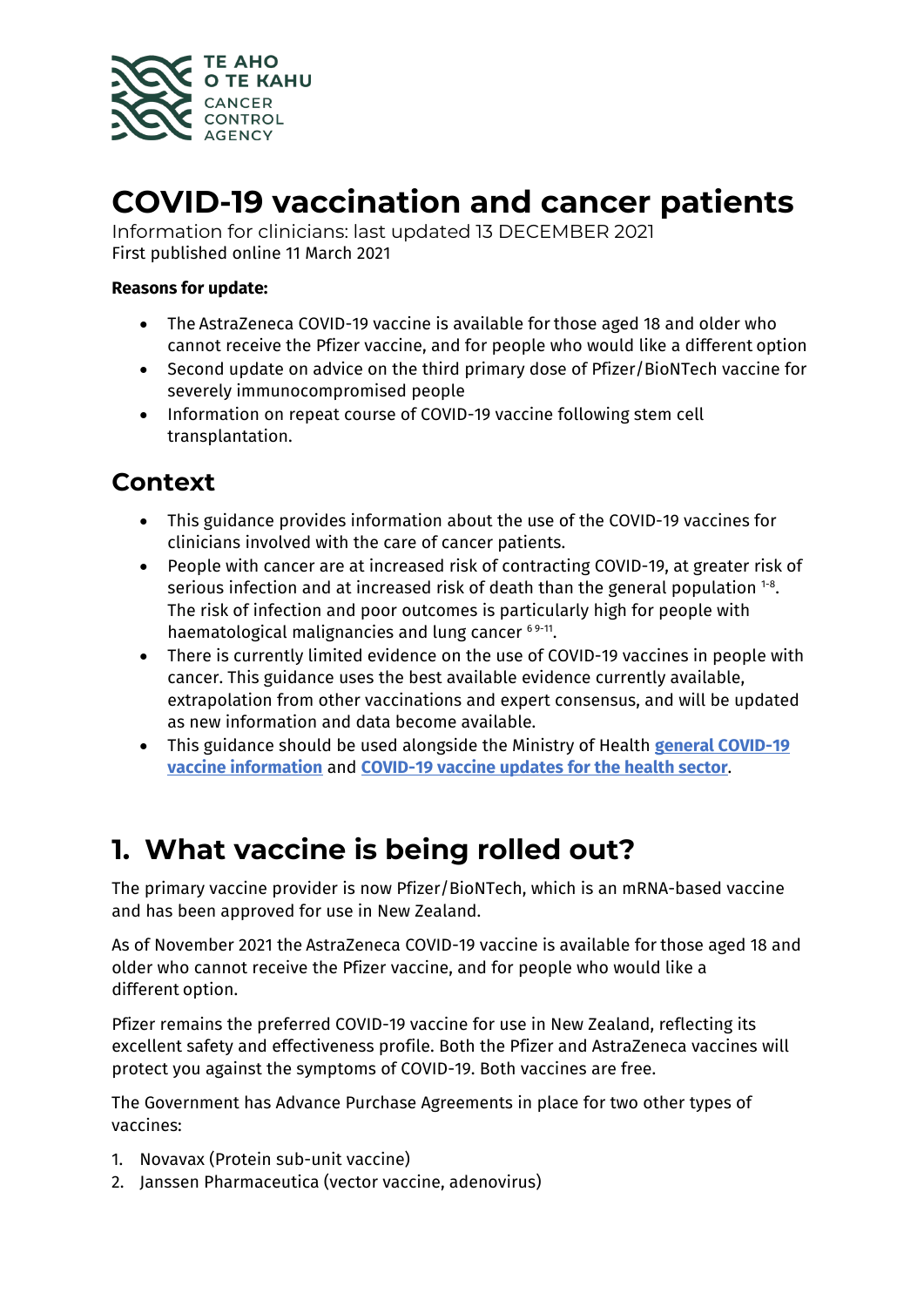TE AHO O TE KAHU
CANCER CONTROL AGENCY

# COVID-19 vaccination and cancer patients

Information for clinicians: last updated 13 DECEMBER 2021
First published online 11 March 2021

**Reasons for update:**

- The AstraZeneca COVID-19 vaccine is available for those aged 18 and older who cannot receive the Pfizer vaccine, and for people who would like a different option
- Second update on advice on the third primary dose of Pfizer/BioNTech vaccine for severely immunocompromised people
- Information on repeat course of COVID-19 vaccine following stem cell transplantation.

## Context

- This guidance provides information about the use of the COVID-19 vaccines for clinicians involved with the care of cancer patients.
- People with cancer are at increased risk of contracting COVID-19, at greater risk of serious infection and at increased risk of death than the general population [1-8]. The risk of infection and poor outcomes is particularly high for people with haematological malignancies and lung cancer [6 9-11].
- There is currently limited evidence on the use of COVID-19 vaccines in people with cancer. This guidance uses the best available evidence currently available, extrapolation from other vaccinations and expert consensus, and will be updated as new information and data become available.
- This guidance should be used alongside the Ministry of Health **general COVID-19 vaccine information** and **COVID-19 vaccine updates for the health sector**.

# 1. What vaccine is being rolled out?

The primary vaccine provider is now Pfizer/BioNTech, which is an mRNA-based vaccine and has been approved for use in New Zealand.

As of November 2021 the AstraZeneca COVID-19 vaccine is available for those aged 18 and older who cannot receive the Pfizer vaccine, and for people who would like a different option.

Pfizer remains the preferred COVID-19 vaccine for use in New Zealand, reflecting its excellent safety and effectiveness profile. Both the Pfizer and AstraZeneca vaccines will protect you against the symptoms of COVID-19. Both vaccines are free.

The Government has Advance Purchase Agreements in place for two other types of vaccines:

1. Novavax (Protein sub-unit vaccine)
2. Janssen Pharmaceutica (vector vaccine, adenovirus)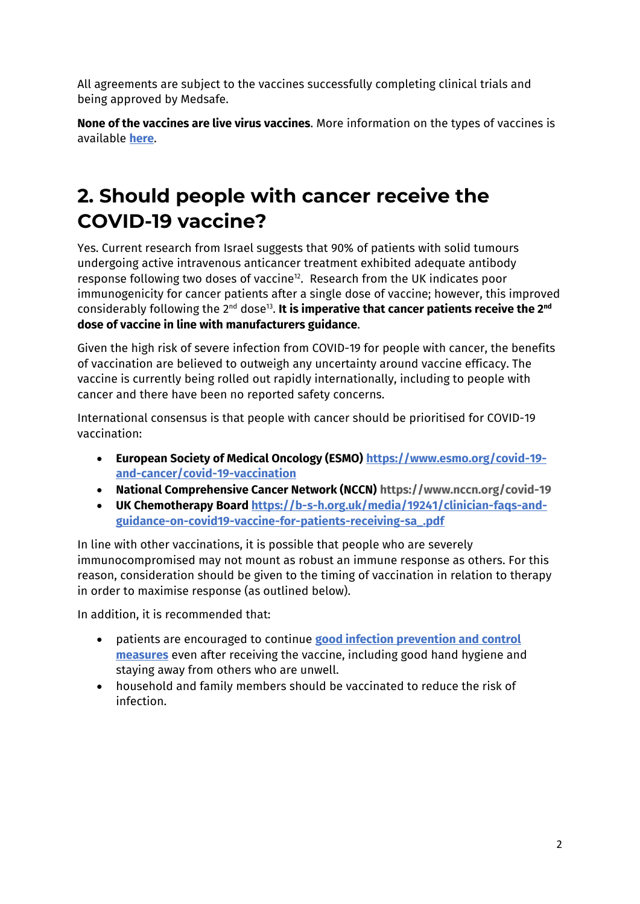All agreements are subject to the vaccines successfully completing clinical trials and being approved by Medsafe.

**None of the vaccines are live virus vaccines**. More information on the types of vaccines is available **here**.

## 2. Should people with cancer receive the COVID-19 vaccine?

Yes. Current research from Israel suggests that 90% of patients with solid tumours undergoing active intravenous anticancer treatment exhibited adequate antibody response following two doses of vaccine[12]. Research from the UK indicates poor immunogenicity for cancer patients after a single dose of vaccine; however, this improved considerably following the 2nd dose[13]. **It is imperative that cancer patients receive the 2nd dose of vaccine in line with manufacturers guidance**.

Given the high risk of severe infection from COVID-19 for people with cancer, the benefits of vaccination are believed to outweigh any uncertainty around vaccine efficacy. The vaccine is currently being rolled out rapidly internationally, including to people with cancer and there have been no reported safety concerns.

International consensus is that people with cancer should be prioritised for COVID-19 vaccination:

- **European Society of Medical Oncology (ESMO)** https://www.esmo.org/covid-19-and-cancer/covid-19-vaccination
- **National Comprehensive Cancer Network (NCCN)** https://www.nccn.org/covid-19
- **UK Chemotherapy Board** https://b-s-h.org.uk/media/19241/clinician-faqs-and-guidance-on-covid19-vaccine-for-patients-receiving-sa_.pdf

In line with other vaccinations, it is possible that people who are severely immunocompromised may not mount as robust an immune response as others. For this reason, consideration should be given to the timing of vaccination in relation to therapy in order to maximise response (as outlined below).

In addition, it is recommended that:

- patients are encouraged to continue **good infection prevention and control measures** even after receiving the vaccine, including good hand hygiene and staying away from others who are unwell.
- household and family members should be vaccinated to reduce the risk of infection.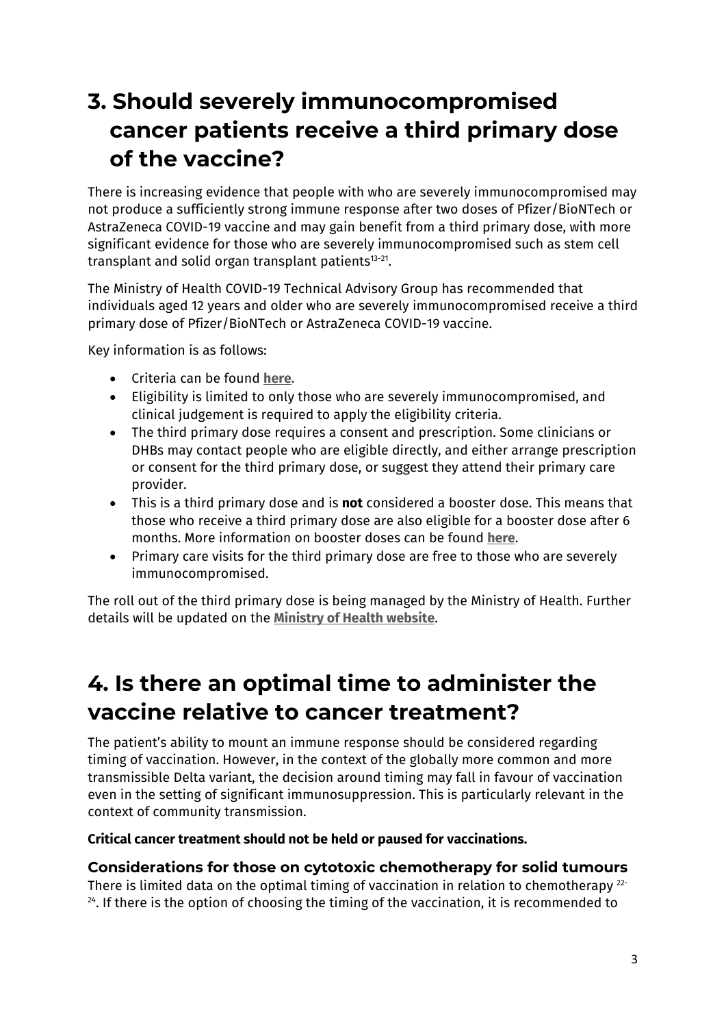## 3. Should severely immunocompromised cancer patients receive a third primary dose of the vaccine?

There is increasing evidence that people with who are severely immunocompromised may not produce a sufficiently strong immune response after two doses of Pfizer/BioNTech or AstraZeneca COVID-19 vaccine and may gain benefit from a third primary dose, with more significant evidence for those who are severely immunocompromised such as stem cell transplant and solid organ transplant patients[13-21].

The Ministry of Health COVID-19 Technical Advisory Group has recommended that individuals aged 12 years and older who are severely immunocompromised receive a third primary dose of Pfizer/BioNTech or AstraZeneca COVID-19 vaccine.

Key information is as follows:

- Criteria can be found **here.**
- Eligibility is limited to only those who are severely immunocompromised, and clinical judgement is required to apply the eligibility criteria.
- The third primary dose requires a consent and prescription. Some clinicians or DHBs may contact people who are eligible directly, and either arrange prescription or consent for the third primary dose, or suggest they attend their primary care provider.
- This is a third primary dose and is **not** considered a booster dose. This means that those who receive a third primary dose are also eligible for a booster dose after 6 months. More information on booster doses can be found **here**.
- Primary care visits for the third primary dose are free to those who are severely immunocompromised.

The roll out of the third primary dose is being managed by the Ministry of Health. Further details will be updated on the **Ministry of Health website**.

## 4. Is there an optimal time to administer the vaccine relative to cancer treatment?

The patient's ability to mount an immune response should be considered regarding timing of vaccination. However, in the context of the globally more common and more transmissible Delta variant, the decision around timing may fall in favour of vaccination even in the setting of significant immunosuppression. This is particularly relevant in the context of community transmission.

**Critical cancer treatment should not be held or paused for vaccinations.**

### Considerations for those on cytotoxic chemotherapy for solid tumours

There is limited data on the optimal timing of vaccination in relation to chemotherapy [22-24]. If there is the option of choosing the timing of the vaccination, it is recommended to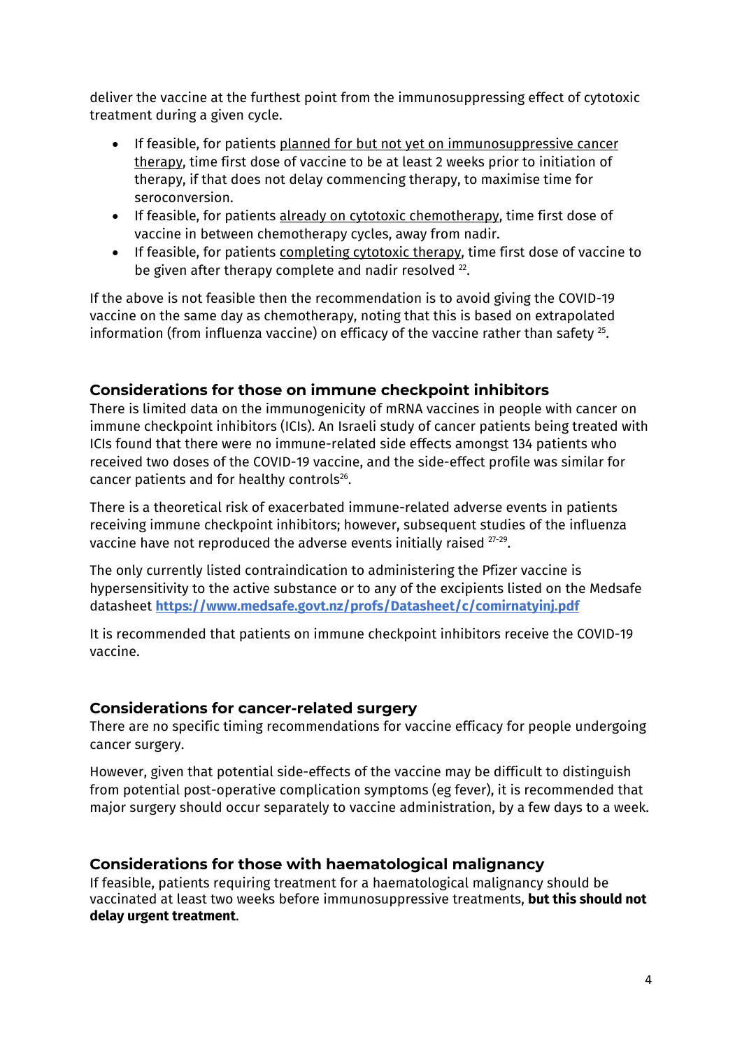deliver the vaccine at the furthest point from the immunosuppressing effect of cytotoxic treatment during a given cycle.

- If feasible, for patients planned for but not yet on immunosuppressive cancer therapy, time first dose of vaccine to be at least 2 weeks prior to initiation of therapy, if that does not delay commencing therapy, to maximise time for seroconversion.
- If feasible, for patients already on cytotoxic chemotherapy, time first dose of vaccine in between chemotherapy cycles, away from nadir.
- If feasible, for patients completing cytotoxic therapy, time first dose of vaccine to be given after therapy complete and nadir resolved [22].

If the above is not feasible then the recommendation is to avoid giving the COVID-19 vaccine on the same day as chemotherapy, noting that this is based on extrapolated information (from influenza vaccine) on efficacy of the vaccine rather than safety [25].

### Considerations for those on immune checkpoint inhibitors

There is limited data on the immunogenicity of mRNA vaccines in people with cancer on immune checkpoint inhibitors (ICIs). An Israeli study of cancer patients being treated with ICIs found that there were no immune-related side effects amongst 134 patients who received two doses of the COVID-19 vaccine, and the side-effect profile was similar for cancer patients and for healthy controls[26].

There is a theoretical risk of exacerbated immune-related adverse events in patients receiving immune checkpoint inhibitors; however, subsequent studies of the influenza vaccine have not reproduced the adverse events initially raised [27-29].

The only currently listed contraindication to administering the Pfizer vaccine is hypersensitivity to the active substance or to any of the excipients listed on the Medsafe datasheet **https://www.medsafe.govt.nz/profs/Datasheet/c/comirnatyinj.pdf**

It is recommended that patients on immune checkpoint inhibitors receive the COVID-19 vaccine.

### Considerations for cancer-related surgery

There are no specific timing recommendations for vaccine efficacy for people undergoing cancer surgery.

However, given that potential side-effects of the vaccine may be difficult to distinguish from potential post-operative complication symptoms (eg fever), it is recommended that major surgery should occur separately to vaccine administration, by a few days to a week.

### Considerations for those with haematological malignancy

If feasible, patients requiring treatment for a haematological malignancy should be vaccinated at least two weeks before immunosuppressive treatments, **but this should not delay urgent treatment**.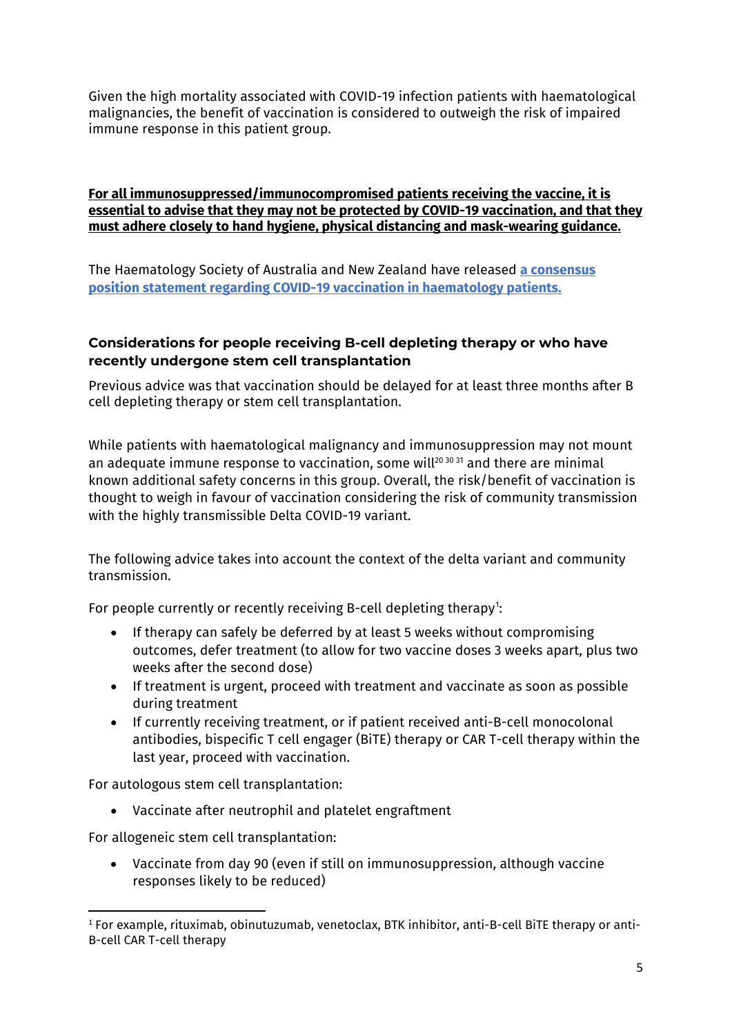Given the high mortality associated with COVID-19 infection patients with haematological malignancies, the benefit of vaccination is considered to outweigh the risk of impaired immune response in this patient group.

**For all immunosuppressed/immunocompromised patients receiving the vaccine, it is essential to advise that they may not be protected by COVID-19 vaccination, and that they must adhere closely to hand hygiene, physical distancing and mask-wearing guidance.**

The Haematology Society of Australia and New Zealand have released **a consensus position statement regarding COVID-19 vaccination in haematology patients.**

### Considerations for people receiving B-cell depleting therapy or who have recently undergone stem cell transplantation

Previous advice was that vaccination should be delayed for at least three months after B cell depleting therapy or stem cell transplantation.

While patients with haematological malignancy and immunosuppression may not mount an adequate immune response to vaccination, some will[20 30 31] and there are minimal known additional safety concerns in this group. Overall, the risk/benefit of vaccination is thought to weigh in favour of vaccination considering the risk of community transmission with the highly transmissible Delta COVID-19 variant.

The following advice takes into account the context of the delta variant and community transmission.

For people currently or recently receiving B-cell depleting therapy[1]:

- If therapy can safely be deferred by at least 5 weeks without compromising outcomes, defer treatment (to allow for two vaccine doses 3 weeks apart, plus two weeks after the second dose)
- If treatment is urgent, proceed with treatment and vaccinate as soon as possible during treatment
- If currently receiving treatment, or if patient received anti-B-cell monocolonal antibodies, bispecific T cell engager (BiTE) therapy or CAR T-cell therapy within the last year, proceed with vaccination.

For autologous stem cell transplantation:

- Vaccinate after neutrophil and platelet engraftment

For allogeneic stem cell transplantation:

- Vaccinate from day 90 (even if still on immunosuppression, although vaccine responses likely to be reduced)

---

[1] For example, rituximab, obinutuzumab, venetoclax, BTK inhibitor, anti-B-cell BiTE therapy or anti-B-cell CAR T-cell therapy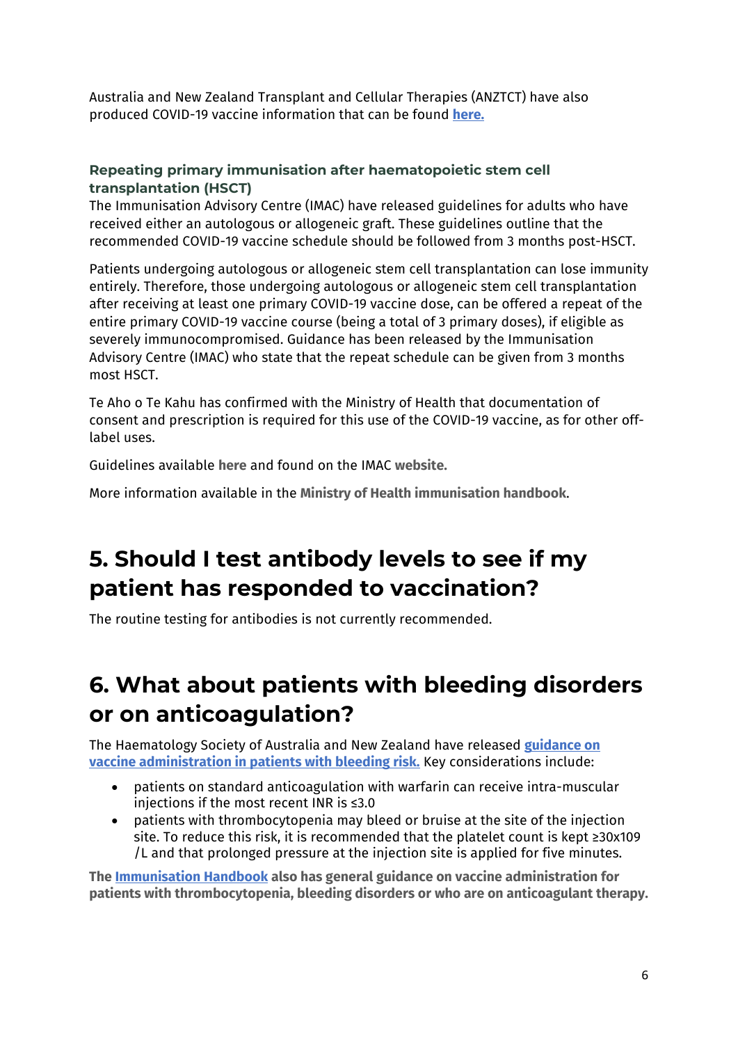Australia and New Zealand Transplant and Cellular Therapies (ANZTCT) have also produced COVID-19 vaccine information that can be found **here.**

### Repeating primary immunisation after haematopoietic stem cell transplantation (HSCT)

The Immunisation Advisory Centre (IMAC) have released guidelines for adults who have received either an autologous or allogeneic graft. These guidelines outline that the recommended COVID-19 vaccine schedule should be followed from 3 months post-HSCT.

Patients undergoing autologous or allogeneic stem cell transplantation can lose immunity entirely. Therefore, those undergoing autologous or allogeneic stem cell transplantation after receiving at least one primary COVID-19 vaccine dose, can be offered a repeat of the entire primary COVID-19 vaccine course (being a total of 3 primary doses), if eligible as severely immunocompromised. Guidance has been released by the Immunisation Advisory Centre (IMAC) who state that the repeat schedule can be given from 3 months most HSCT.

Te Aho o Te Kahu has confirmed with the Ministry of Health that documentation of consent and prescription is required for this use of the COVID-19 vaccine, as for other off-label uses.

Guidelines available **here** and found on the IMAC **website.**

More information available in the **Ministry of Health immunisation handbook**.

## 5. Should I test antibody levels to see if my patient has responded to vaccination?

The routine testing for antibodies is not currently recommended.

## 6. What about patients with bleeding disorders or on anticoagulation?

The Haematology Society of Australia and New Zealand have released **guidance on vaccine administration in patients with bleeding risk.** Key considerations include:

- patients on standard anticoagulation with warfarin can receive intra-muscular injections if the most recent INR is ≤3.0
- patients with thrombocytopenia may bleed or bruise at the site of the injection site. To reduce this risk, it is recommended that the platelet count is kept ≥30x109 /L and that prolonged pressure at the injection site is applied for five minutes.

**The Immunisation Handbook also has general guidance on vaccine administration for patients with thrombocytopenia, bleeding disorders or who are on anticoagulant therapy.**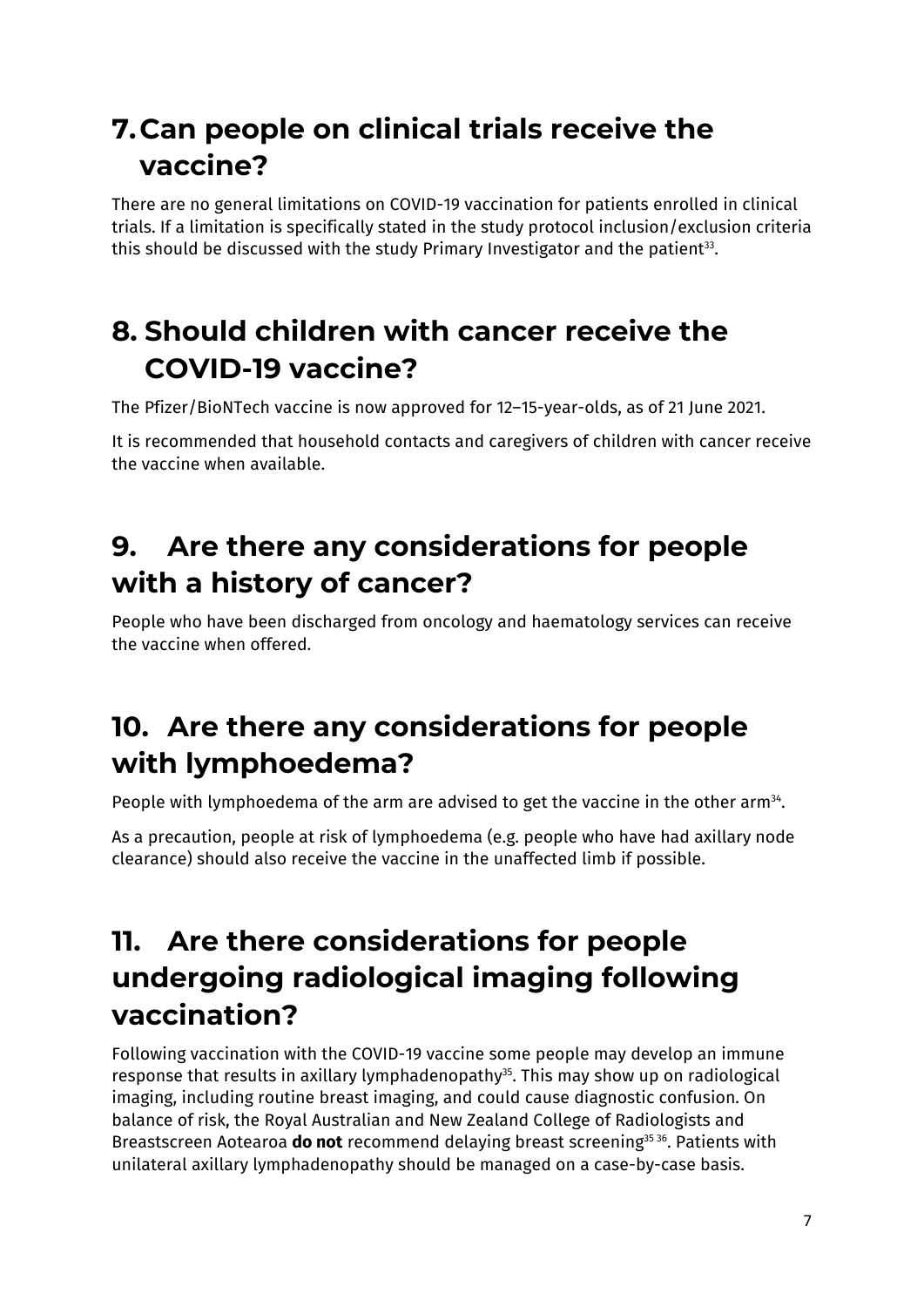## 7. Can people on clinical trials receive the vaccine?

There are no general limitations on COVID-19 vaccination for patients enrolled in clinical trials. If a limitation is specifically stated in the study protocol inclusion/exclusion criteria this should be discussed with the study Primary Investigator and the patient[33].

## 8. Should children with cancer receive the COVID-19 vaccine?

The Pfizer/BioNTech vaccine is now approved for 12–15-year-olds, as of 21 June 2021.

It is recommended that household contacts and caregivers of children with cancer receive the vaccine when available.

## 9. Are there any considerations for people with a history of cancer?

People who have been discharged from oncology and haematology services can receive the vaccine when offered.

## 10. Are there any considerations for people with lymphoedema?

People with lymphoedema of the arm are advised to get the vaccine in the other arm[34].

As a precaution, people at risk of lymphoedema (e.g. people who have had axillary node clearance) should also receive the vaccine in the unaffected limb if possible.

## 11. Are there considerations for people undergoing radiological imaging following vaccination?

Following vaccination with the COVID-19 vaccine some people may develop an immune response that results in axillary lymphadenopathy[35]. This may show up on radiological imaging, including routine breast imaging, and could cause diagnostic confusion. On balance of risk, the Royal Australian and New Zealand College of Radiologists and Breastscreen Aotearoa **do not** recommend delaying breast screening[35,36]. Patients with unilateral axillary lymphadenopathy should be managed on a case-by-case basis.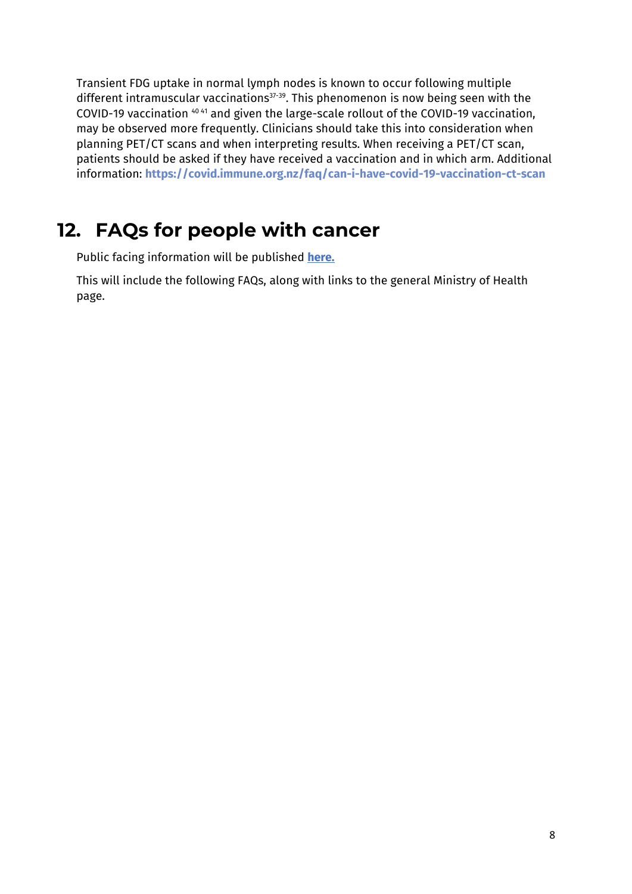Transient FDG uptake in normal lymph nodes is known to occur following multiple different intramuscular vaccinations[37-39]. This phenomenon is now being seen with the COVID-19 vaccination [40 41] and given the large-scale rollout of the COVID-19 vaccination, may be observed more frequently. Clinicians should take this into consideration when planning PET/CT scans and when interpreting results. When receiving a PET/CT scan, patients should be asked if they have received a vaccination and in which arm. Additional information: **https://covid.immune.org.nz/faq/can-i-have-covid-19-vaccination-ct-scan**

## 12. FAQs for people with cancer

Public facing information will be published **here.**

This will include the following FAQs, along with links to the general Ministry of Health page.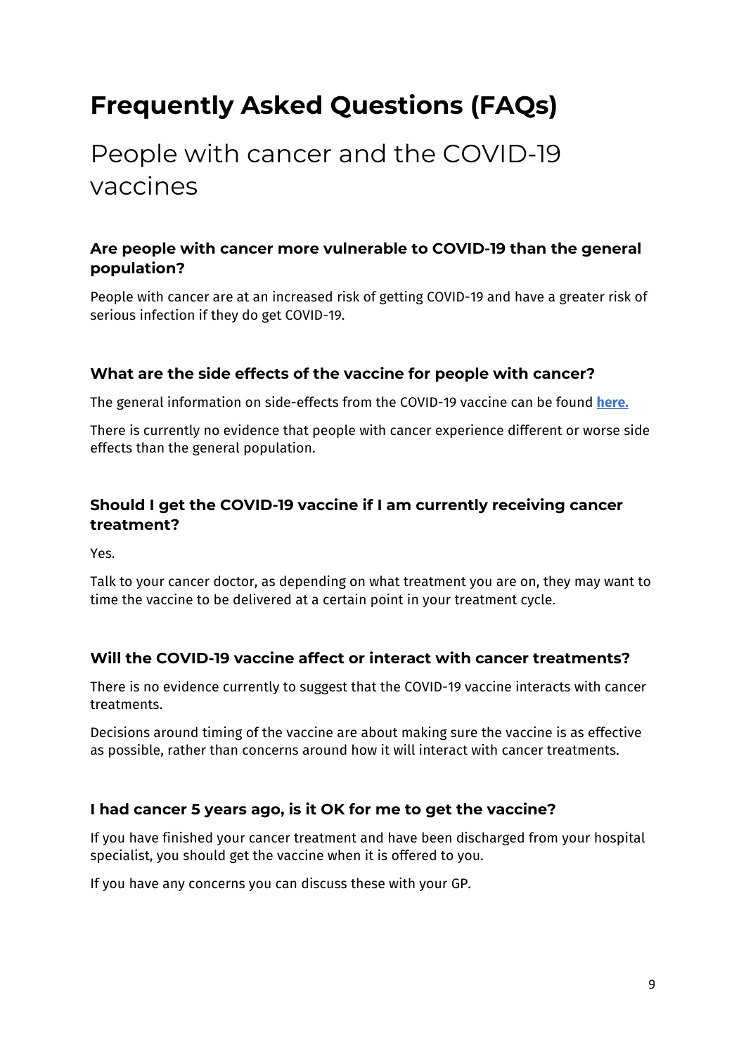# Frequently Asked Questions (FAQs)

## People with cancer and the COVID-19 vaccines

### Are people with cancer more vulnerable to COVID-19 than the general population?

People with cancer are at an increased risk of getting COVID-19 and have a greater risk of serious infection if they do get COVID-19.

### What are the side effects of the vaccine for people with cancer?

The general information on side-effects from the COVID-19 vaccine can be found **here.**

There is currently no evidence that people with cancer experience different or worse side effects than the general population.

### Should I get the COVID-19 vaccine if I am currently receiving cancer treatment?

Yes.

Talk to your cancer doctor, as depending on what treatment you are on, they may want to time the vaccine to be delivered at a certain point in your treatment cycle.

### Will the COVID-19 vaccine affect or interact with cancer treatments?

There is no evidence currently to suggest that the COVID-19 vaccine interacts with cancer treatments.

Decisions around timing of the vaccine are about making sure the vaccine is as effective as possible, rather than concerns around how it will interact with cancer treatments.

### I had cancer 5 years ago, is it OK for me to get the vaccine?

If you have finished your cancer treatment and have been discharged from your hospital specialist, you should get the vaccine when it is offered to you.

If you have any concerns you can discuss these with your GP.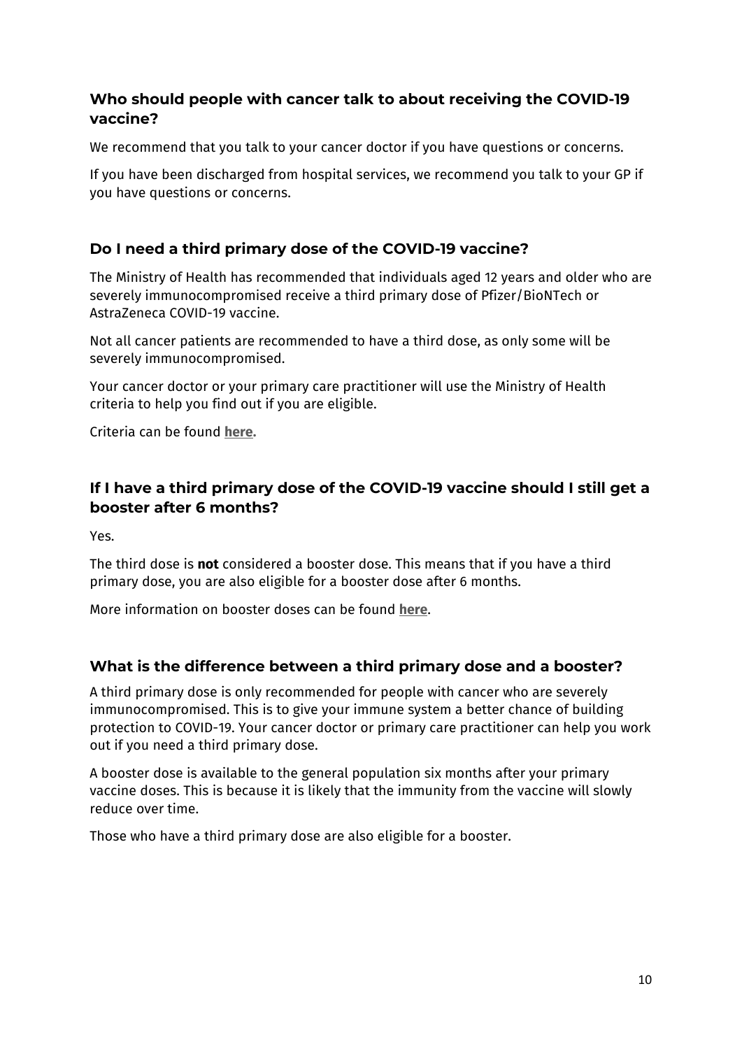### Who should people with cancer talk to about receiving the COVID-19 vaccine?

We recommend that you talk to your cancer doctor if you have questions or concerns.

If you have been discharged from hospital services, we recommend you talk to your GP if you have questions or concerns.

### Do I need a third primary dose of the COVID-19 vaccine?

The Ministry of Health has recommended that individuals aged 12 years and older who are severely immunocompromised receive a third primary dose of Pfizer/BioNTech or AstraZeneca COVID-19 vaccine.

Not all cancer patients are recommended to have a third dose, as only some will be severely immunocompromised.

Your cancer doctor or your primary care practitioner will use the Ministry of Health criteria to help you find out if you are eligible.

Criteria can be found **here**.

### If I have a third primary dose of the COVID-19 vaccine should I still get a booster after 6 months?

Yes.

The third dose is **not** considered a booster dose. This means that if you have a third primary dose, you are also eligible for a booster dose after 6 months.

More information on booster doses can be found **here**.

### What is the difference between a third primary dose and a booster?

A third primary dose is only recommended for people with cancer who are severely immunocompromised. This is to give your immune system a better chance of building protection to COVID-19. Your cancer doctor or primary care practitioner can help you work out if you need a third primary dose.

A booster dose is available to the general population six months after your primary vaccine doses. This is because it is likely that the immunity from the vaccine will slowly reduce over time.

Those who have a third primary dose are also eligible for a booster.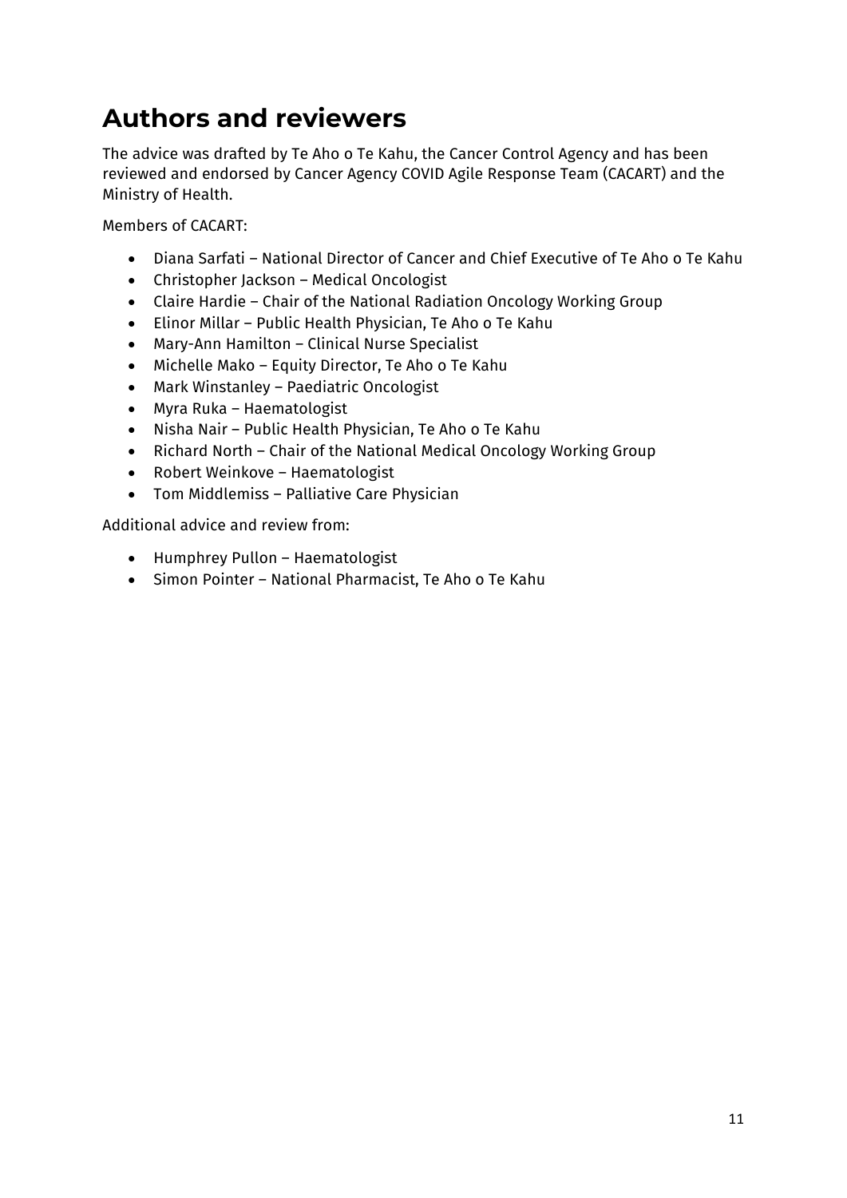# Authors and reviewers

The advice was drafted by Te Aho o Te Kahu, the Cancer Control Agency and has been reviewed and endorsed by Cancer Agency COVID Agile Response Team (CACART) and the Ministry of Health.

Members of CACART:

- Diana Sarfati – National Director of Cancer and Chief Executive of Te Aho o Te Kahu
- Christopher Jackson – Medical Oncologist
- Claire Hardie – Chair of the National Radiation Oncology Working Group
- Elinor Millar – Public Health Physician, Te Aho o Te Kahu
- Mary-Ann Hamilton – Clinical Nurse Specialist
- Michelle Mako – Equity Director, Te Aho o Te Kahu
- Mark Winstanley – Paediatric Oncologist
- Myra Ruka – Haematologist
- Nisha Nair – Public Health Physician, Te Aho o Te Kahu
- Richard North – Chair of the National Medical Oncology Working Group
- Robert Weinkove – Haematologist
- Tom Middlemiss – Palliative Care Physician

Additional advice and review from:

- Humphrey Pullon – Haematologist
- Simon Pointer – National Pharmacist, Te Aho o Te Kahu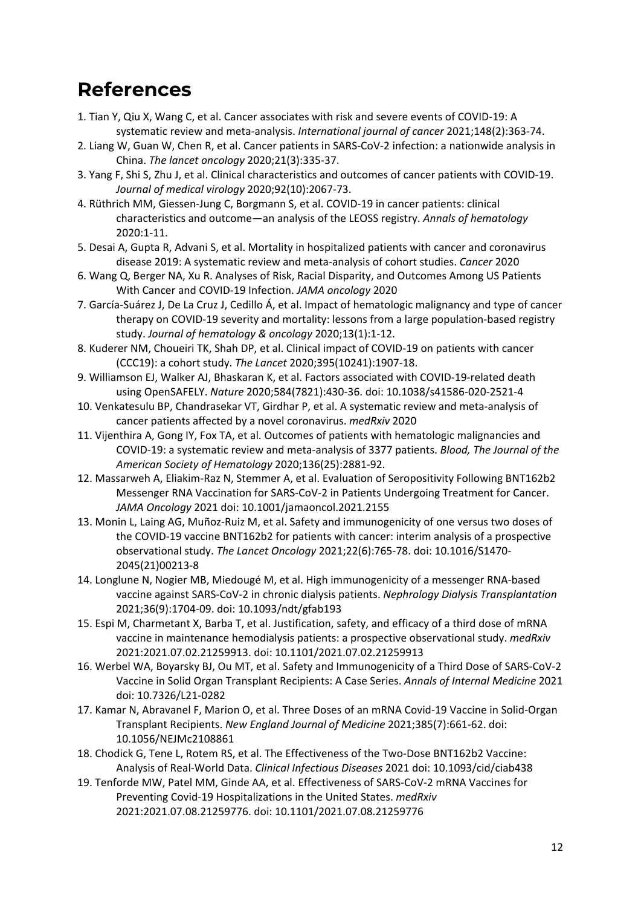## References

1. Tian Y, Qiu X, Wang C, et al. Cancer associates with risk and severe events of COVID-19: A systematic review and meta-analysis. *International journal of cancer* 2021;148(2):363-74.
2. Liang W, Guan W, Chen R, et al. Cancer patients in SARS-CoV-2 infection: a nationwide analysis in China. *The lancet oncology* 2020;21(3):335-37.
3. Yang F, Shi S, Zhu J, et al. Clinical characteristics and outcomes of cancer patients with COVID-19. *Journal of medical virology* 2020;92(10):2067-73.
4. Rüthrich MM, Giessen-Jung C, Borgmann S, et al. COVID-19 in cancer patients: clinical characteristics and outcome—an analysis of the LEOSS registry. *Annals of hematology* 2020:1-11.
5. Desai A, Gupta R, Advani S, et al. Mortality in hospitalized patients with cancer and coronavirus disease 2019: A systematic review and meta-analysis of cohort studies. *Cancer* 2020
6. Wang Q, Berger NA, Xu R. Analyses of Risk, Racial Disparity, and Outcomes Among US Patients With Cancer and COVID-19 Infection. *JAMA oncology* 2020
7. García-Suárez J, De La Cruz J, Cedillo Á, et al. Impact of hematologic malignancy and type of cancer therapy on COVID-19 severity and mortality: lessons from a large population-based registry study. *Journal of hematology & oncology* 2020;13(1):1-12.
8. Kuderer NM, Choueiri TK, Shah DP, et al. Clinical impact of COVID-19 on patients with cancer (CCC19): a cohort study. *The Lancet* 2020;395(10241):1907-18.
9. Williamson EJ, Walker AJ, Bhaskaran K, et al. Factors associated with COVID-19-related death using OpenSAFELY. *Nature* 2020;584(7821):430-36. doi: 10.1038/s41586-020-2521-4
10. Venkatesulu BP, Chandrasekar VT, Girdhar P, et al. A systematic review and meta-analysis of cancer patients affected by a novel coronavirus. *medRxiv* 2020
11. Vijenthira A, Gong IY, Fox TA, et al. Outcomes of patients with hematologic malignancies and COVID-19: a systematic review and meta-analysis of 3377 patients. *Blood, The Journal of the American Society of Hematology* 2020;136(25):2881-92.
12. Massarweh A, Eliakim-Raz N, Stemmer A, et al. Evaluation of Seropositivity Following BNT162b2 Messenger RNA Vaccination for SARS-CoV-2 in Patients Undergoing Treatment for Cancer. *JAMA Oncology* 2021 doi: 10.1001/jamaoncol.2021.2155
13. Monin L, Laing AG, Muñoz-Ruiz M, et al. Safety and immunogenicity of one versus two doses of the COVID-19 vaccine BNT162b2 for patients with cancer: interim analysis of a prospective observational study. *The Lancet Oncology* 2021;22(6):765-78. doi: 10.1016/S1470-2045(21)00213-8
14. Longlune N, Nogier MB, Miedougé M, et al. High immunogenicity of a messenger RNA-based vaccine against SARS-CoV-2 in chronic dialysis patients. *Nephrology Dialysis Transplantation* 2021;36(9):1704-09. doi: 10.1093/ndt/gfab193
15. Espi M, Charmetant X, Barba T, et al. Justification, safety, and efficacy of a third dose of mRNA vaccine in maintenance hemodialysis patients: a prospective observational study. *medRxiv* 2021:2021.07.02.21259913. doi: 10.1101/2021.07.02.21259913
16. Werbel WA, Boyarsky BJ, Ou MT, et al. Safety and Immunogenicity of a Third Dose of SARS-CoV-2 Vaccine in Solid Organ Transplant Recipients: A Case Series. *Annals of Internal Medicine* 2021 doi: 10.7326/L21-0282
17. Kamar N, Abravanel F, Marion O, et al. Three Doses of an mRNA Covid-19 Vaccine in Solid-Organ Transplant Recipients. *New England Journal of Medicine* 2021;385(7):661-62. doi: 10.1056/NEJMc2108861
18. Chodick G, Tene L, Rotem RS, et al. The Effectiveness of the Two-Dose BNT162b2 Vaccine: Analysis of Real-World Data. *Clinical Infectious Diseases* 2021 doi: 10.1093/cid/ciab438
19. Tenforde MW, Patel MM, Ginde AA, et al. Effectiveness of SARS-CoV-2 mRNA Vaccines for Preventing Covid-19 Hospitalizations in the United States. *medRxiv* 2021:2021.07.08.21259776. doi: 10.1101/2021.07.08.21259776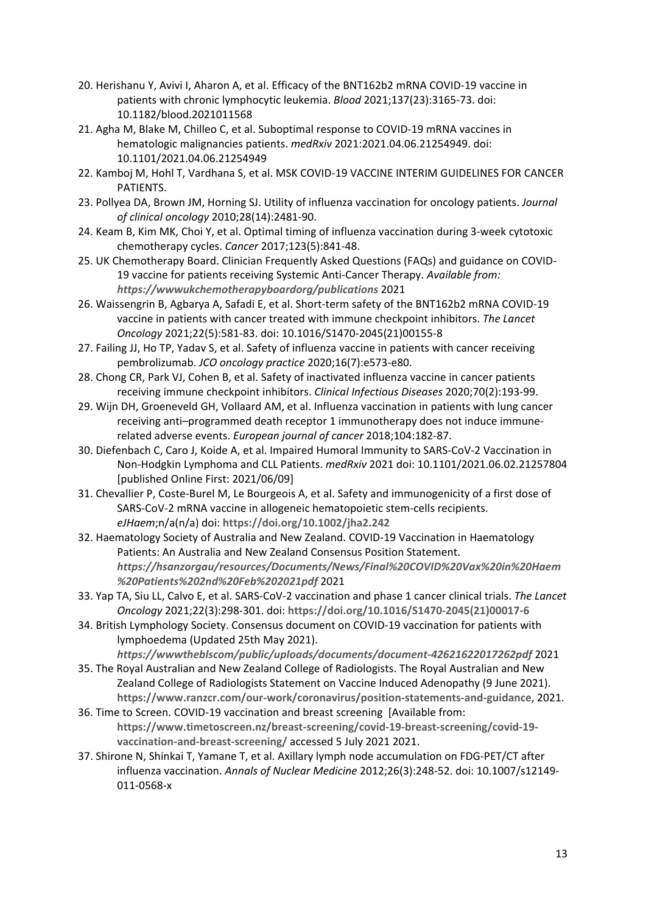20. Herishanu Y, Avivi I, Aharon A, et al. Efficacy of the BNT162b2 mRNA COVID-19 vaccine in patients with chronic lymphocytic leukemia. *Blood* 2021;137(23):3165-73. doi: 10.1182/blood.2021011568
21. Agha M, Blake M, Chilleo C, et al. Suboptimal response to COVID-19 mRNA vaccines in hematologic malignancies patients. *medRxiv* 2021:2021.04.06.21254949. doi: 10.1101/2021.04.06.21254949
22. Kamboj M, Hohl T, Vardhana S, et al. MSK COVID-19 VACCINE INTERIM GUIDELINES FOR CANCER PATIENTS.
23. Pollyea DA, Brown JM, Horning SJ. Utility of influenza vaccination for oncology patients. *Journal of clinical oncology* 2010;28(14):2481-90.
24. Keam B, Kim MK, Choi Y, et al. Optimal timing of influenza vaccination during 3-week cytotoxic chemotherapy cycles. *Cancer* 2017;123(5):841-48.
25. UK Chemotherapy Board. Clinician Frequently Asked Questions (FAQs) and guidance on COVID-19 vaccine for patients receiving Systemic Anti-Cancer Therapy. *Available from: https://wwwukchemotherapyboardorg/publications* 2021
26. Waissengrin B, Agbarya A, Safadi E, et al. Short-term safety of the BNT162b2 mRNA COVID-19 vaccine in patients with cancer treated with immune checkpoint inhibitors. *The Lancet Oncology* 2021;22(5):581-83. doi: 10.1016/S1470-2045(21)00155-8
27. Failing JJ, Ho TP, Yadav S, et al. Safety of influenza vaccine in patients with cancer receiving pembrolizumab. *JCO oncology practice* 2020;16(7):e573-e80.
28. Chong CR, Park VJ, Cohen B, et al. Safety of inactivated influenza vaccine in cancer patients receiving immune checkpoint inhibitors. *Clinical Infectious Diseases* 2020;70(2):193-99.
29. Wijn DH, Groeneveld GH, Vollaard AM, et al. Influenza vaccination in patients with lung cancer receiving anti–programmed death receptor 1 immunotherapy does not induce immune-related adverse events. *European journal of cancer* 2018;104:182-87.
30. Diefenbach C, Caro J, Koide A, et al. Impaired Humoral Immunity to SARS-CoV-2 Vaccination in Non-Hodgkin Lymphoma and CLL Patients. *medRxiv* 2021 doi: 10.1101/2021.06.02.21257804 [published Online First: 2021/06/09]
31. Chevallier P, Coste-Burel M, Le Bourgeois A, et al. Safety and immunogenicity of a first dose of SARS-CoV-2 mRNA vaccine in allogeneic hematopoietic stem-cells recipients. *eJHaem*;n/a(n/a) doi: **https://doi.org/10.1002/jha2.242**
32. Haematology Society of Australia and New Zealand. COVID-19 Vaccination in Haematology Patients: An Australia and New Zealand Consensus Position Statement. ***https://hsanzorgau/resources/Documents/News/Final%20COVID%20Vax%20in%20Haem%20Patients%202nd%20Feb%202021pdf*** 2021
33. Yap TA, Siu LL, Calvo E, et al. SARS-CoV-2 vaccination and phase 1 cancer clinical trials. *The Lancet Oncology* 2021;22(3):298-301. doi: **https://doi.org/10.1016/S1470-2045(21)00017-6**
34. British Lymphology Society. Consensus document on COVID-19 vaccination for patients with lymphoedema (Updated 25th May 2021). ***https://wwwtheblscom/public/uploads/documents/document-42621622017262pdf*** 2021
35. The Royal Australian and New Zealand College of Radiologists. The Royal Australian and New Zealand College of Radiologists Statement on Vaccine Induced Adenopathy (9 June 2021). **https://www.ranzcr.com/our-work/coronavirus/position-statements-and-guidance**, 2021.
36. Time to Screen. COVID-19 vaccination and breast screening [Available from: **https://www.timetoscreen.nz/breast-screening/covid-19-breast-screening/covid-19-vaccination-and-breast-screening/** accessed 5 July 2021 2021.
37. Shirone N, Shinkai T, Yamane T, et al. Axillary lymph node accumulation on FDG-PET/CT after influenza vaccination. *Annals of Nuclear Medicine* 2012;26(3):248-52. doi: 10.1007/s12149-011-0568-x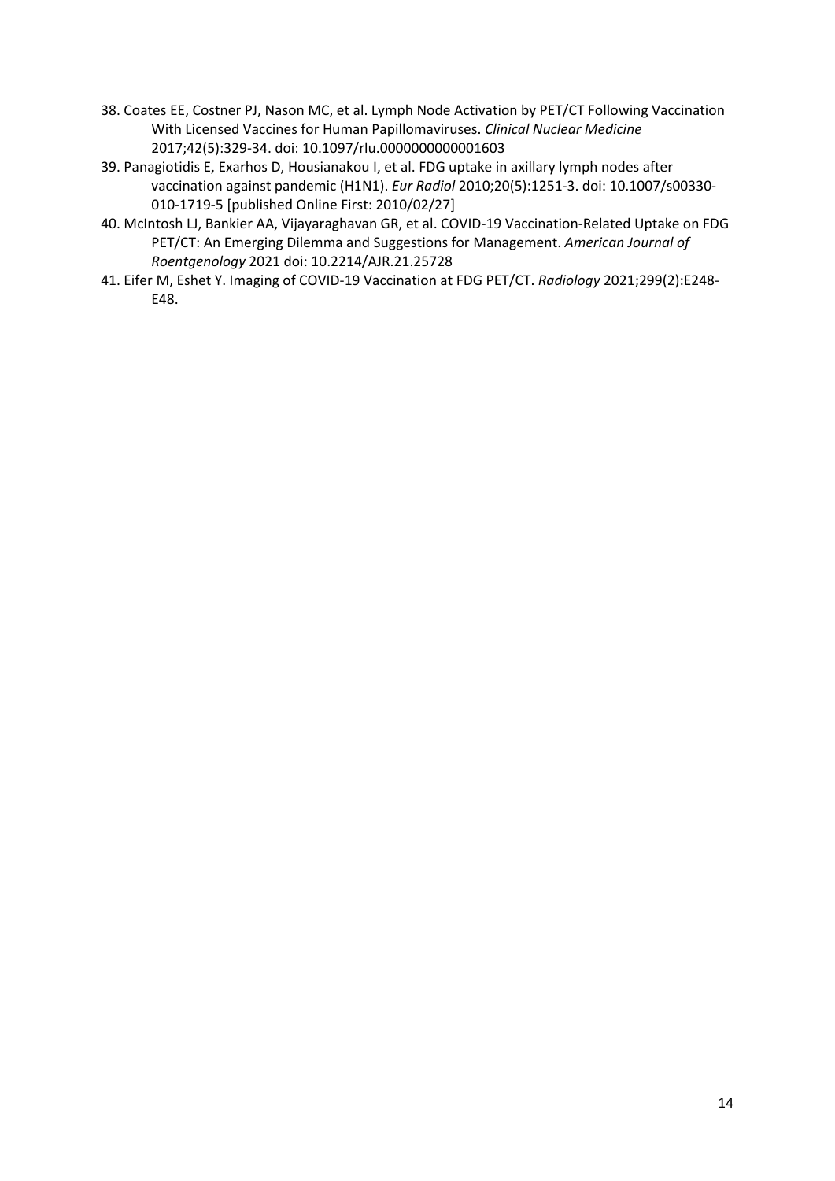38. Coates EE, Costner PJ, Nason MC, et al. Lymph Node Activation by PET/CT Following Vaccination With Licensed Vaccines for Human Papillomaviruses. *Clinical Nuclear Medicine* 2017;42(5):329-34. doi: 10.1097/rlu.0000000000001603
39. Panagiotidis E, Exarhos D, Housianakou I, et al. FDG uptake in axillary lymph nodes after vaccination against pandemic (H1N1). *Eur Radiol* 2010;20(5):1251-3. doi: 10.1007/s00330-010-1719-5 [published Online First: 2010/02/27]
40. McIntosh LJ, Bankier AA, Vijayaraghavan GR, et al. COVID-19 Vaccination-Related Uptake on FDG PET/CT: An Emerging Dilemma and Suggestions for Management. *American Journal of Roentgenology* 2021 doi: 10.2214/AJR.21.25728
41. Eifer M, Eshet Y. Imaging of COVID-19 Vaccination at FDG PET/CT. *Radiology* 2021;299(2):E248-E48.